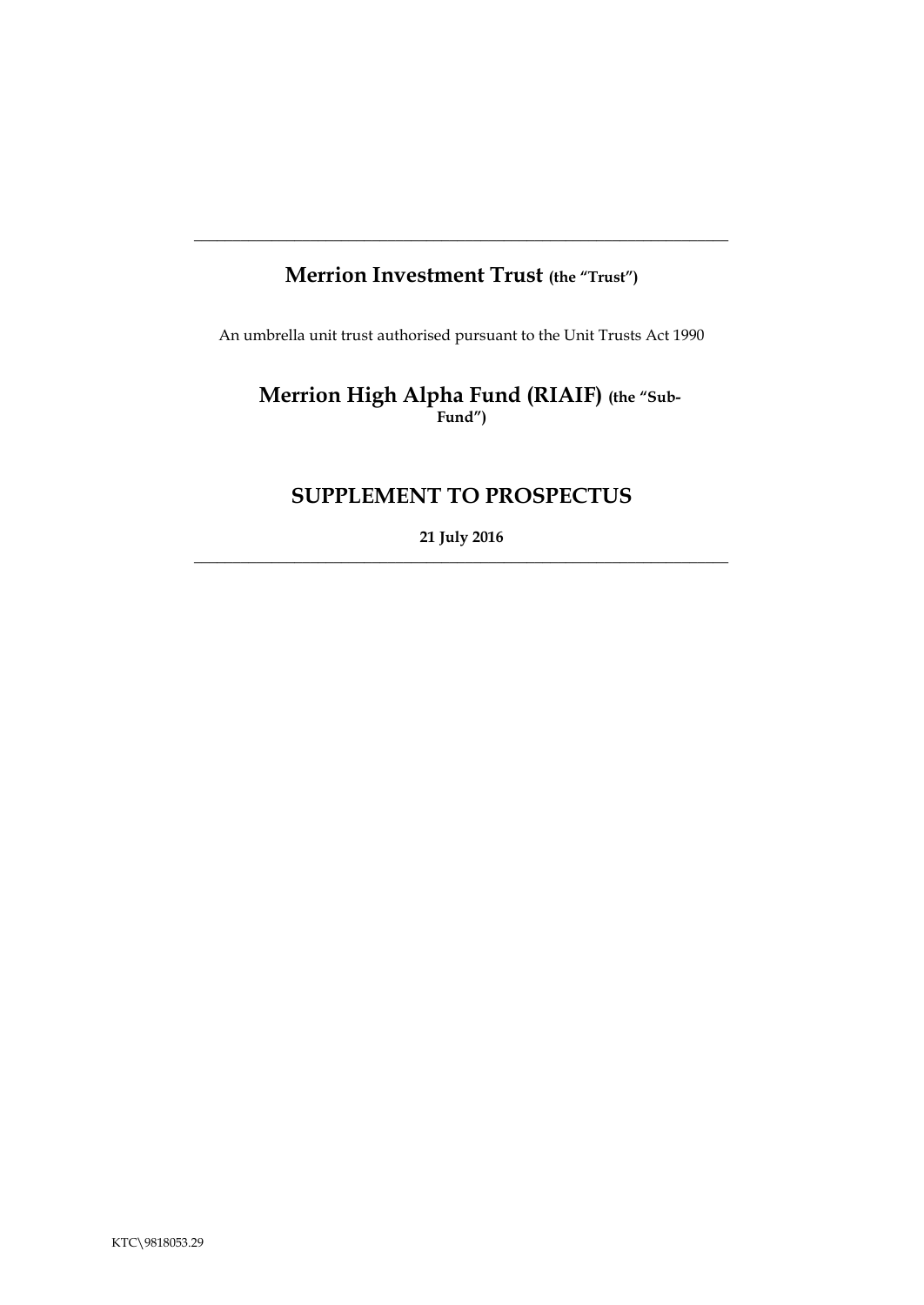# Merrion Investment Trust (the "Trust")

An umbrella unit trust authorised pursuant to the Unit Trusts Act 1990

# Merrion High Alpha Fund (RIAIF) (the "Sub-Fund")

## SUPPLEMENT TO PROSPECTUS

**21 July 2016**

KTC\9818053.29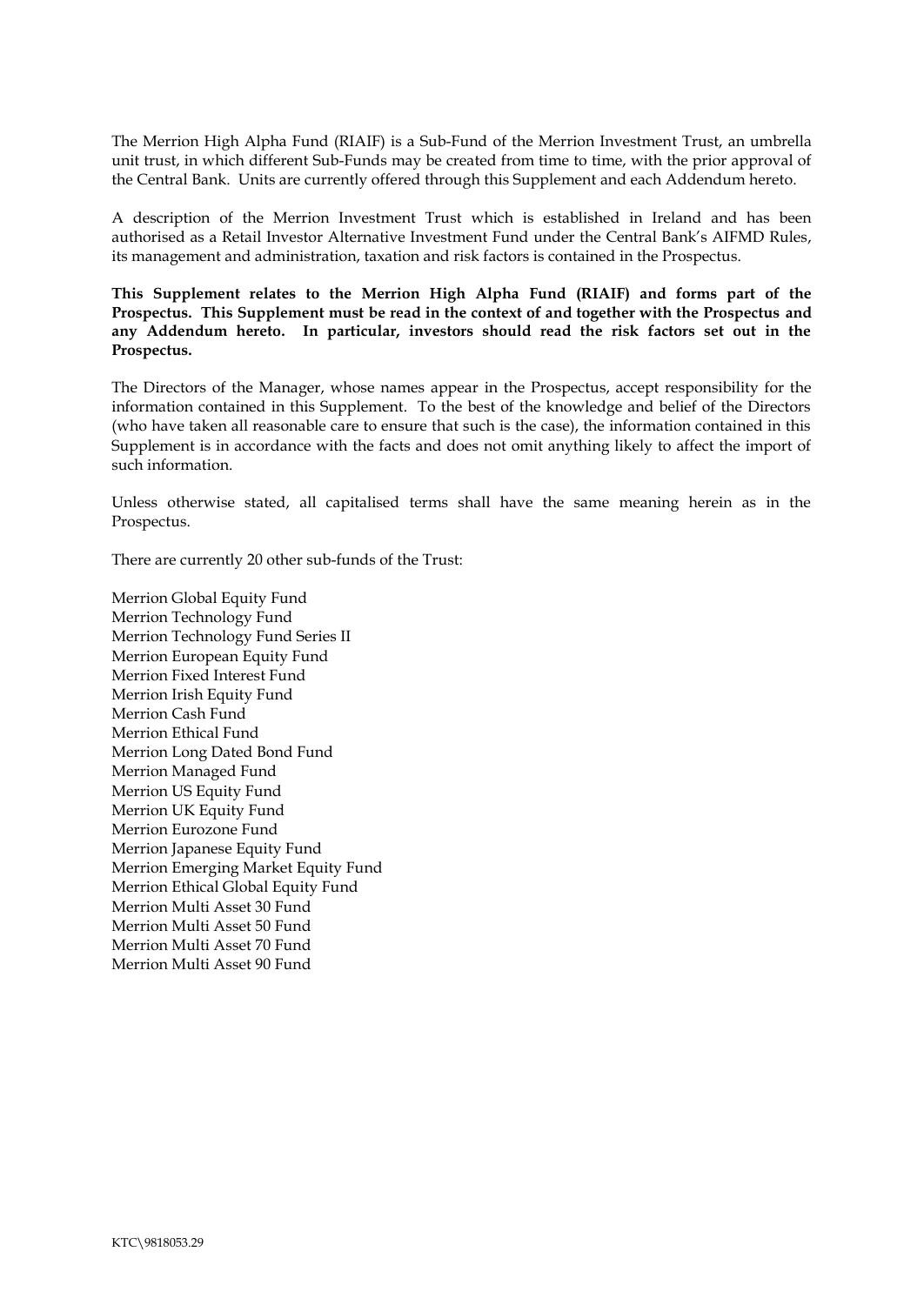The Merrion High Alpha Fund (RIAIF) is a Sub-Fund of the Merrion Investment Trust, an umbrella unit trust, in which different Sub-Funds may be created from time to time, with the prior approval of the Central Bank. Units are currently offered through this Supplement and each Addendum hereto.

A description of the Merrion Investment Trust which is established in Ireland and has been authorised as a Retail Investor Alternative Investment Fund under the Central Bank's AIFMD Rules, its management and administration, taxation and risk factors is contained in the Prospectus.

**This Supplement relates to the Merrion High Alpha Fund (RIAIF) and forms part of the Prospectus. This Supplement must be read in the context of and together with the Prospectus and any Addendum hereto. In particular, investors should read the risk factors set out in the Prospectus.**

The Directors of the Manager, whose names appear in the Prospectus, accept responsibility for the information contained in this Supplement. To the best of the knowledge and belief of the Directors (who have taken all reasonable care to ensure that such is the case), the information contained in this Supplement is in accordance with the facts and does not omit anything likely to affect the import of such information.

Unless otherwise stated, all capitalised terms shall have the same meaning herein as in the Prospectus.

There are currently 20 other sub-funds of the Trust:

Merrion Global Equity Fund
Merrion Technology Fund
Merrion Technology Fund Series II
Merrion European Equity Fund
Merrion Fixed Interest Fund
Merrion Irish Equity Fund
Merrion Cash Fund
Merrion Ethical Fund
Merrion Long Dated Bond Fund
Merrion Managed Fund
Merrion US Equity Fund
Merrion UK Equity Fund
Merrion Eurozone Fund
Merrion Japanese Equity Fund
Merrion Emerging Market Equity Fund
Merrion Ethical Global Equity Fund
Merrion Multi Asset 30 Fund
Merrion Multi Asset 50 Fund
Merrion Multi Asset 70 Fund
Merrion Multi Asset 90 Fund

KTC\9818053.29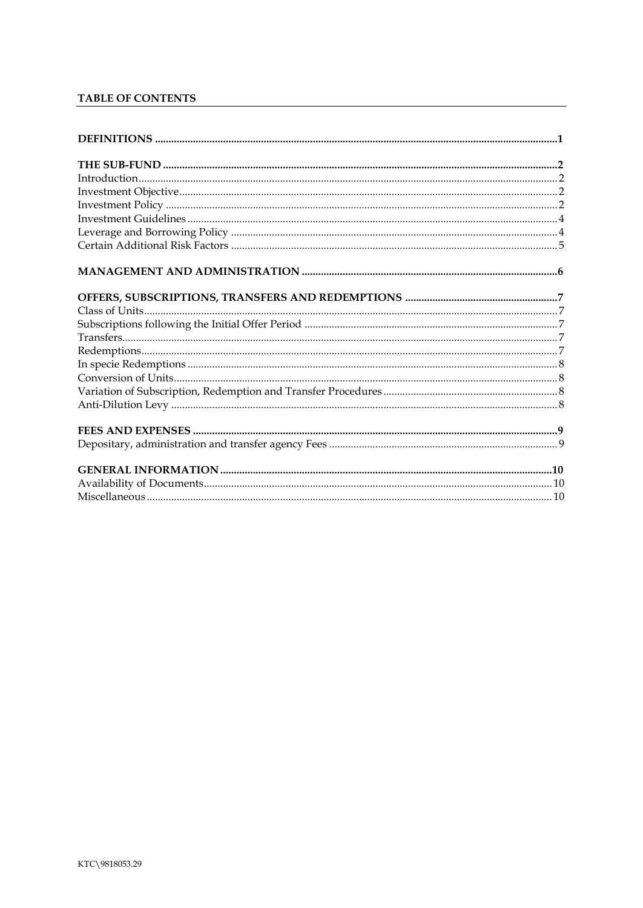**TABLE OF CONTENTS**

**DEFINITIONS** .......... 1

**THE SUB-FUND** .......... 2

Introduction .......... 2

Investment Objective .......... 2

Investment Policy .......... 2

Investment Guidelines .......... 4

Leverage and Borrowing Policy .......... 4

Certain Additional Risk Factors .......... 5

**MANAGEMENT AND ADMINISTRATION** .......... 6

**OFFERS, SUBSCRIPTIONS, TRANSFERS AND REDEMPTIONS** .......... 7

Class of Units .......... 7

Subscriptions following the Initial Offer Period .......... 7

Transfers .......... 7

Redemptions .......... 7

In specie Redemptions .......... 8

Conversion of Units .......... 8

Variation of Subscription, Redemption and Transfer Procedures .......... 8

Anti-Dilution Levy .......... 8

**FEES AND EXPENSES** .......... 9

Depositary, administration and transfer agency Fees .......... 9

**GENERAL INFORMATION** .......... 10

Availability of Documents .......... 10

Miscellaneous .......... 10

KTC\9818053.29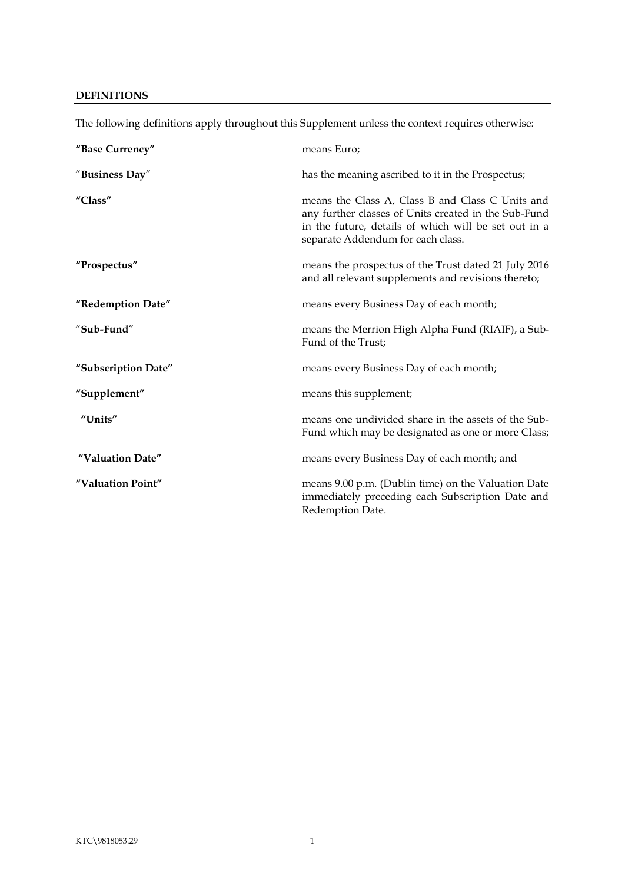## DEFINITIONS

The following definitions apply throughout this Supplement unless the context requires otherwise:

| | |
|---|---|
| **"Base Currency"** | means Euro; |
| **"Business Day"** | has the meaning ascribed to it in the Prospectus; |
| **"Class"** | means the Class A, Class B and Class C Units and any further classes of Units created in the Sub-Fund in the future, details of which will be set out in a separate Addendum for each class. |
| **"Prospectus"** | means the prospectus of the Trust dated 21 July 2016 and all relevant supplements and revisions thereto; |
| **"Redemption Date"** | means every Business Day of each month; |
| **"Sub-Fund"** | means the Merrion High Alpha Fund (RIAIF), a Sub-Fund of the Trust; |
| **"Subscription Date"** | means every Business Day of each month; |
| **"Supplement"** | means this supplement; |
| **"Units"** | means one undivided share in the assets of the Sub-Fund which may be designated as one or more Class; |
| **"Valuation Date"** | means every Business Day of each month; and |
| **"Valuation Point"** | means 9.00 p.m. (Dublin time) on the Valuation Date immediately preceding each Subscription Date and Redemption Date. |

KTC\9818053.29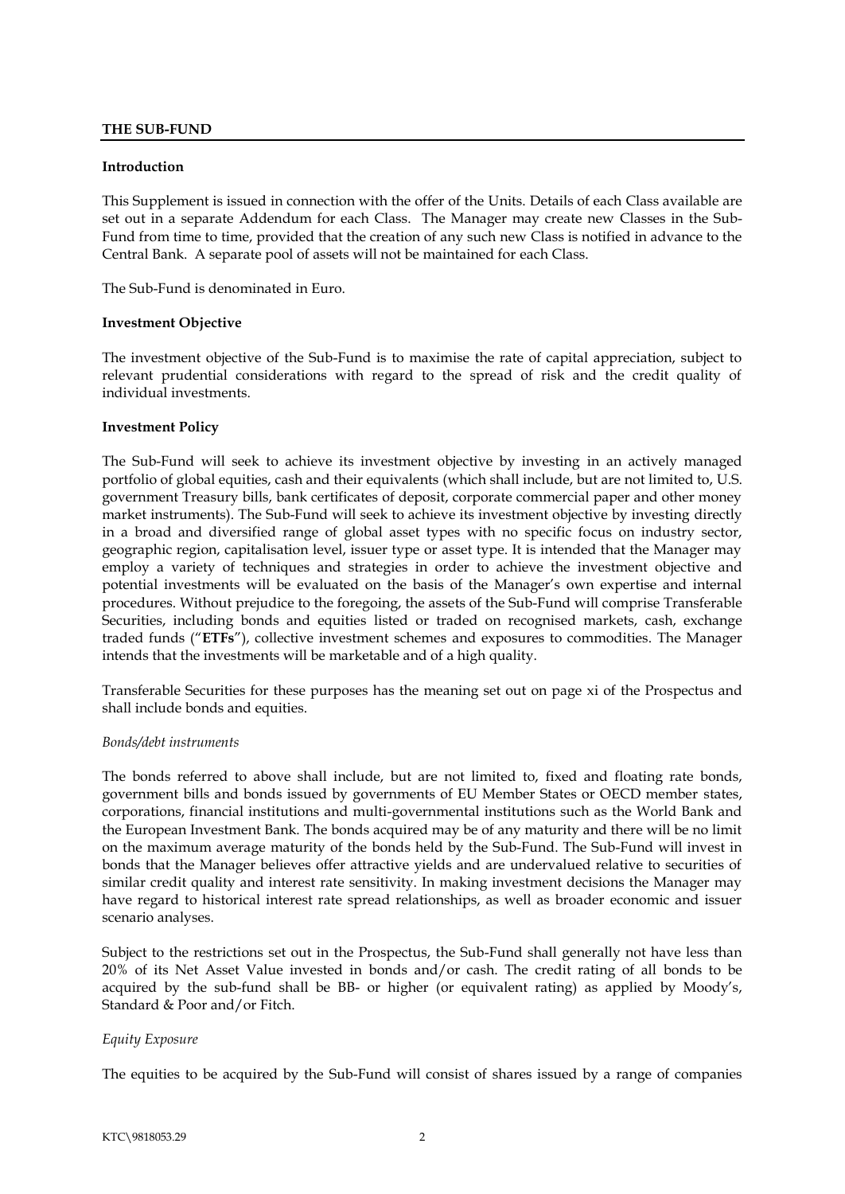## THE SUB-FUND

**Introduction**

This Supplement is issued in connection with the offer of the Units. Details of each Class available are set out in a separate Addendum for each Class. The Manager may create new Classes in the Sub-Fund from time to time, provided that the creation of any such new Class is notified in advance to the Central Bank. A separate pool of assets will not be maintained for each Class.

The Sub-Fund is denominated in Euro.

**Investment Objective**

The investment objective of the Sub-Fund is to maximise the rate of capital appreciation, subject to relevant prudential considerations with regard to the spread of risk and the credit quality of individual investments.

**Investment Policy**

The Sub-Fund will seek to achieve its investment objective by investing in an actively managed portfolio of global equities, cash and their equivalents (which shall include, but are not limited to, U.S. government Treasury bills, bank certificates of deposit, corporate commercial paper and other money market instruments). The Sub-Fund will seek to achieve its investment objective by investing directly in a broad and diversified range of global asset types with no specific focus on industry sector, geographic region, capitalisation level, issuer type or asset type. It is intended that the Manager may employ a variety of techniques and strategies in order to achieve the investment objective and potential investments will be evaluated on the basis of the Manager's own expertise and internal procedures. Without prejudice to the foregoing, the assets of the Sub-Fund will comprise Transferable Securities, including bonds and equities listed or traded on recognised markets, cash, exchange traded funds ("**ETFs**"), collective investment schemes and exposures to commodities. The Manager intends that the investments will be marketable and of a high quality.

Transferable Securities for these purposes has the meaning set out on page xi of the Prospectus and shall include bonds and equities.

*Bonds/debt instruments*

The bonds referred to above shall include, but are not limited to, fixed and floating rate bonds, government bills and bonds issued by governments of EU Member States or OECD member states, corporations, financial institutions and multi-governmental institutions such as the World Bank and the European Investment Bank. The bonds acquired may be of any maturity and there will be no limit on the maximum average maturity of the bonds held by the Sub-Fund. The Sub-Fund will invest in bonds that the Manager believes offer attractive yields and are undervalued relative to securities of similar credit quality and interest rate sensitivity. In making investment decisions the Manager may have regard to historical interest rate spread relationships, as well as broader economic and issuer scenario analyses.

Subject to the restrictions set out in the Prospectus, the Sub-Fund shall generally not have less than 20% of its Net Asset Value invested in bonds and/or cash. The credit rating of all bonds to be acquired by the sub-fund shall be BB- or higher (or equivalent rating) as applied by Moody's, Standard & Poor and/or Fitch.

*Equity Exposure*

The equities to be acquired by the Sub-Fund will consist of shares issued by a range of companies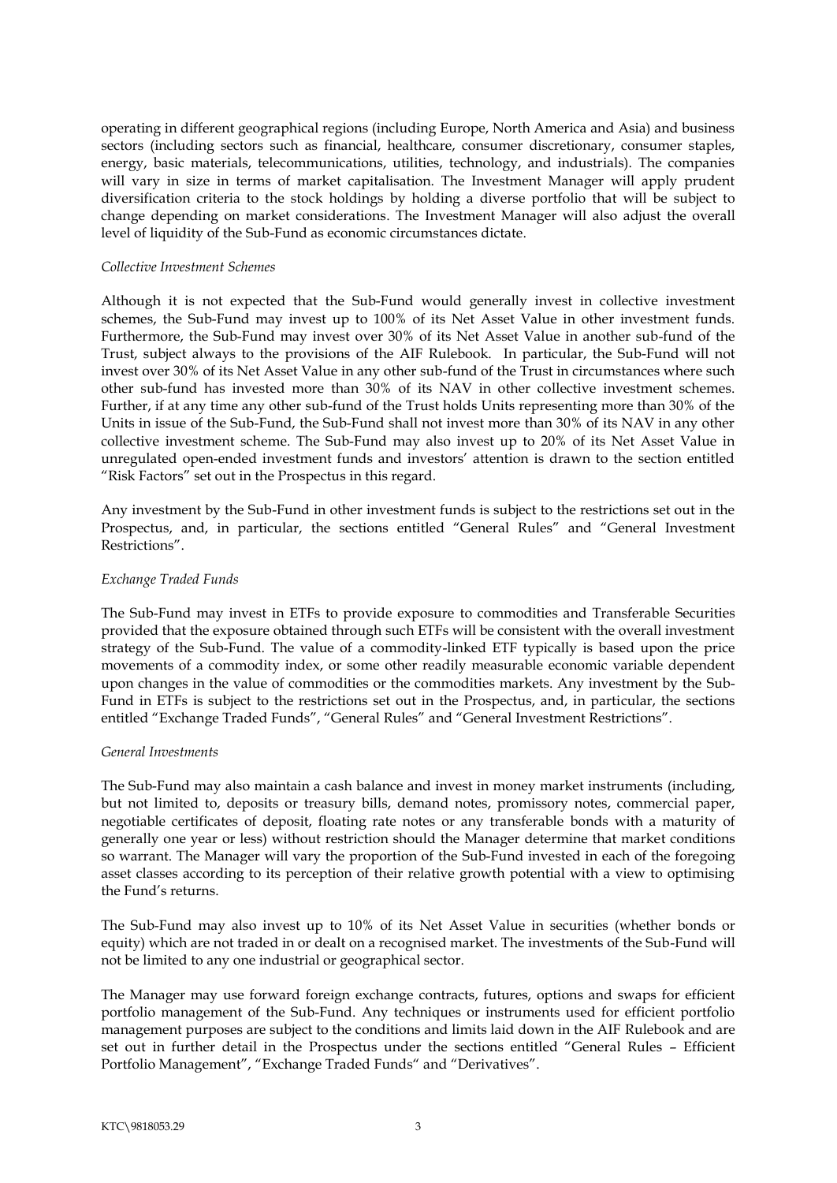operating in different geographical regions (including Europe, North America and Asia) and business sectors (including sectors such as financial, healthcare, consumer discretionary, consumer staples, energy, basic materials, telecommunications, utilities, technology, and industrials). The companies will vary in size in terms of market capitalisation. The Investment Manager will apply prudent diversification criteria to the stock holdings by holding a diverse portfolio that will be subject to change depending on market considerations. The Investment Manager will also adjust the overall level of liquidity of the Sub-Fund as economic circumstances dictate.

*Collective Investment Schemes*

Although it is not expected that the Sub-Fund would generally invest in collective investment schemes, the Sub-Fund may invest up to 100% of its Net Asset Value in other investment funds. Furthermore, the Sub-Fund may invest over 30% of its Net Asset Value in another sub-fund of the Trust, subject always to the provisions of the AIF Rulebook. In particular, the Sub-Fund will not invest over 30% of its Net Asset Value in any other sub-fund of the Trust in circumstances where such other sub-fund has invested more than 30% of its NAV in other collective investment schemes. Further, if at any time any other sub-fund of the Trust holds Units representing more than 30% of the Units in issue of the Sub-Fund, the Sub-Fund shall not invest more than 30% of its NAV in any other collective investment scheme. The Sub-Fund may also invest up to 20% of its Net Asset Value in unregulated open-ended investment funds and investors' attention is drawn to the section entitled "Risk Factors" set out in the Prospectus in this regard.

Any investment by the Sub-Fund in other investment funds is subject to the restrictions set out in the Prospectus, and, in particular, the sections entitled "General Rules" and "General Investment Restrictions".

*Exchange Traded Funds*

The Sub-Fund may invest in ETFs to provide exposure to commodities and Transferable Securities provided that the exposure obtained through such ETFs will be consistent with the overall investment strategy of the Sub-Fund. The value of a commodity-linked ETF typically is based upon the price movements of a commodity index, or some other readily measurable economic variable dependent upon changes in the value of commodities or the commodities markets. Any investment by the Sub-Fund in ETFs is subject to the restrictions set out in the Prospectus, and, in particular, the sections entitled "Exchange Traded Funds", "General Rules" and "General Investment Restrictions".

*General Investments*

The Sub-Fund may also maintain a cash balance and invest in money market instruments (including, but not limited to, deposits or treasury bills, demand notes, promissory notes, commercial paper, negotiable certificates of deposit, floating rate notes or any transferable bonds with a maturity of generally one year or less) without restriction should the Manager determine that market conditions so warrant. The Manager will vary the proportion of the Sub-Fund invested in each of the foregoing asset classes according to its perception of their relative growth potential with a view to optimising the Fund's returns.

The Sub-Fund may also invest up to 10% of its Net Asset Value in securities (whether bonds or equity) which are not traded in or dealt on a recognised market. The investments of the Sub-Fund will not be limited to any one industrial or geographical sector.

The Manager may use forward foreign exchange contracts, futures, options and swaps for efficient portfolio management of the Sub-Fund. Any techniques or instruments used for efficient portfolio management purposes are subject to the conditions and limits laid down in the AIF Rulebook and are set out in further detail in the Prospectus under the sections entitled "General Rules – Efficient Portfolio Management", "Exchange Traded Funds" and "Derivatives".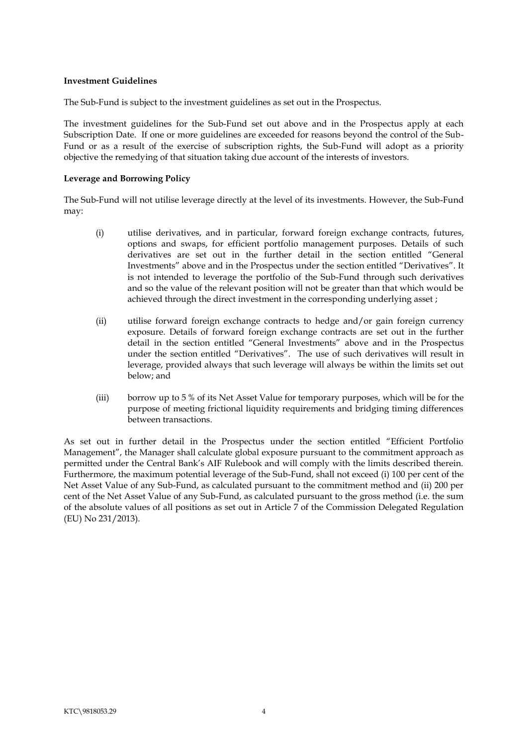**Investment Guidelines**

The Sub-Fund is subject to the investment guidelines as set out in the Prospectus.

The investment guidelines for the Sub-Fund set out above and in the Prospectus apply at each Subscription Date. If one or more guidelines are exceeded for reasons beyond the control of the Sub-Fund or as a result of the exercise of subscription rights, the Sub-Fund will adopt as a priority objective the remedying of that situation taking due account of the interests of investors.

**Leverage and Borrowing Policy**

The Sub-Fund will not utilise leverage directly at the level of its investments. However, the Sub-Fund may:

(i) utilise derivatives, and in particular, forward foreign exchange contracts, futures, options and swaps, for efficient portfolio management purposes. Details of such derivatives are set out in the further detail in the section entitled "General Investments" above and in the Prospectus under the section entitled "Derivatives". It is not intended to leverage the portfolio of the Sub-Fund through such derivatives and so the value of the relevant position will not be greater than that which would be achieved through the direct investment in the corresponding underlying asset ;

(ii) utilise forward foreign exchange contracts to hedge and/or gain foreign currency exposure. Details of forward foreign exchange contracts are set out in the further detail in the section entitled "General Investments" above and in the Prospectus under the section entitled "Derivatives". The use of such derivatives will result in leverage, provided always that such leverage will always be within the limits set out below; and

(iii) borrow up to 5 % of its Net Asset Value for temporary purposes, which will be for the purpose of meeting frictional liquidity requirements and bridging timing differences between transactions.

As set out in further detail in the Prospectus under the section entitled "Efficient Portfolio Management", the Manager shall calculate global exposure pursuant to the commitment approach as permitted under the Central Bank's AIF Rulebook and will comply with the limits described therein. Furthermore, the maximum potential leverage of the Sub-Fund, shall not exceed (i) 100 per cent of the Net Asset Value of any Sub-Fund, as calculated pursuant to the commitment method and (ii) 200 per cent of the Net Asset Value of any Sub-Fund, as calculated pursuant to the gross method (i.e. the sum of the absolute values of all positions as set out in Article 7 of the Commission Delegated Regulation (EU) No 231/2013).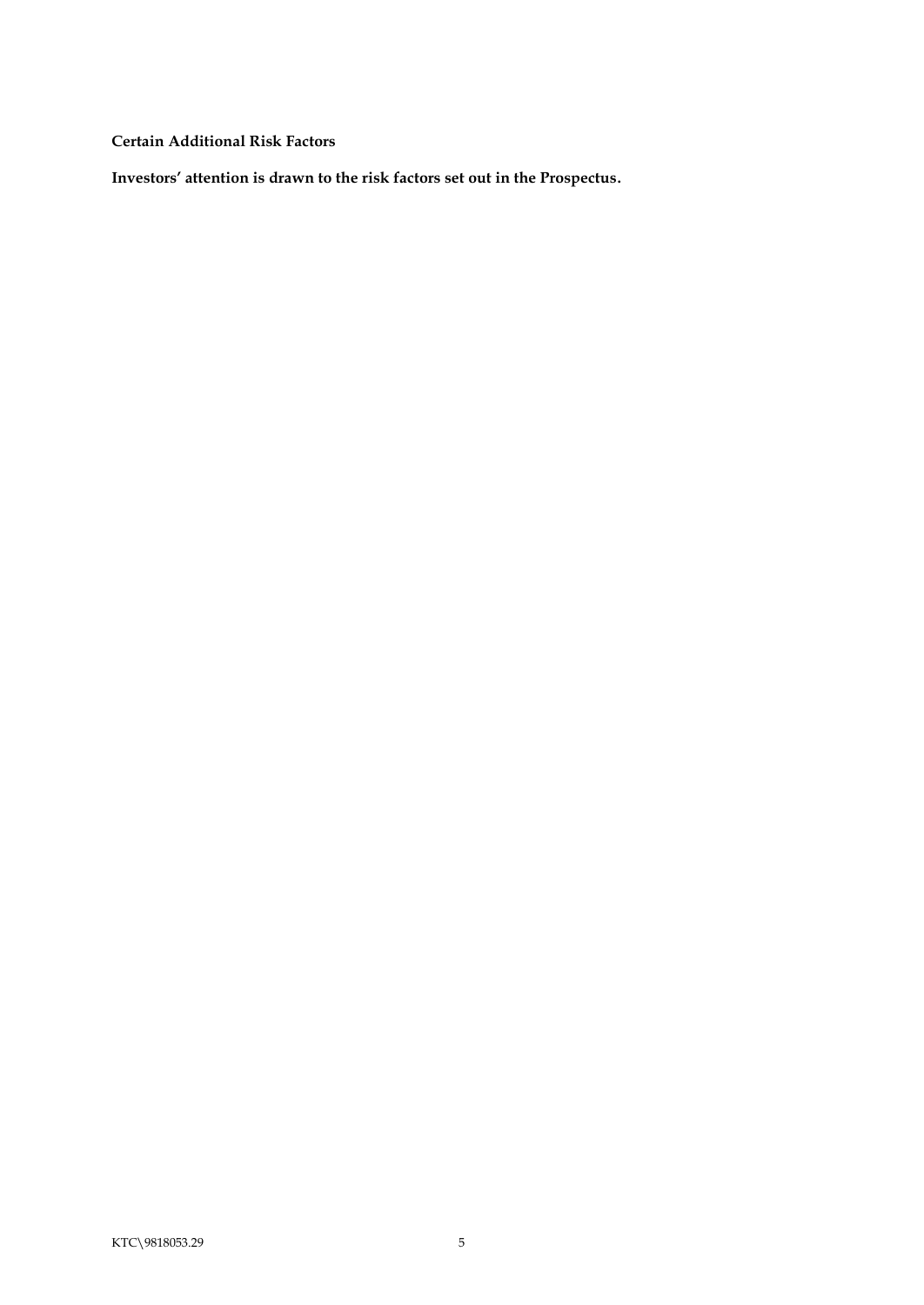**Certain Additional Risk Factors**

**Investors' attention is drawn to the risk factors set out in the Prospectus.**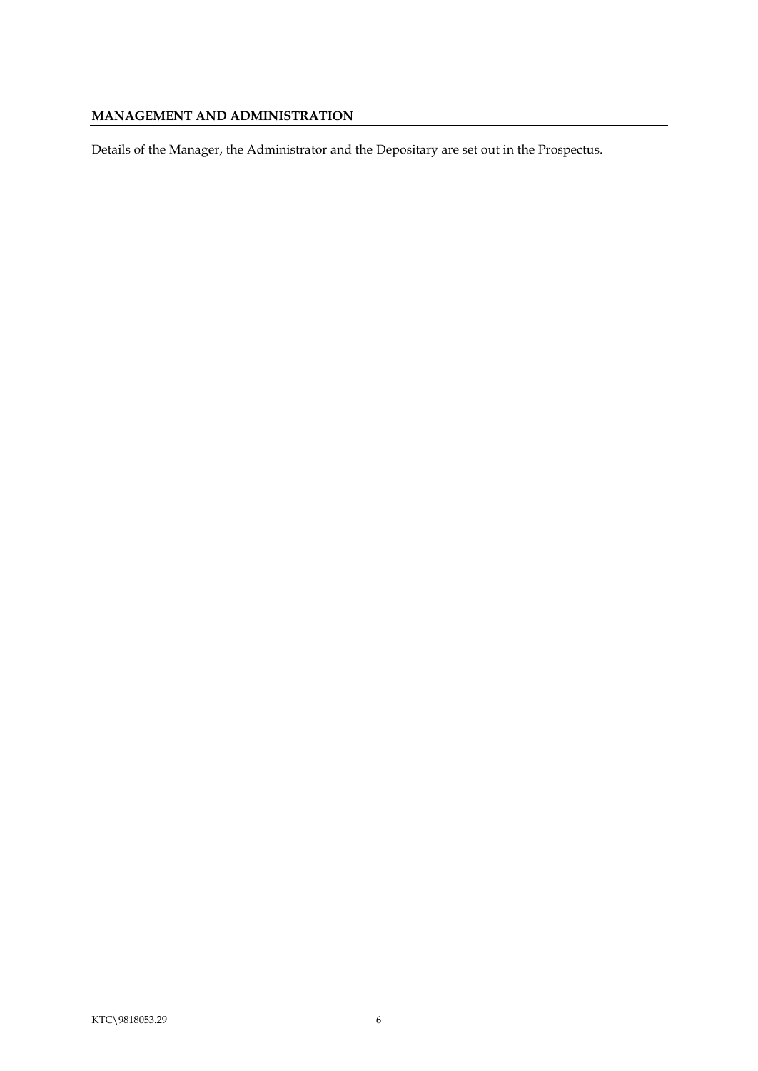## MANAGEMENT AND ADMINISTRATION

Details of the Manager, the Administrator and the Depositary are set out in the Prospectus.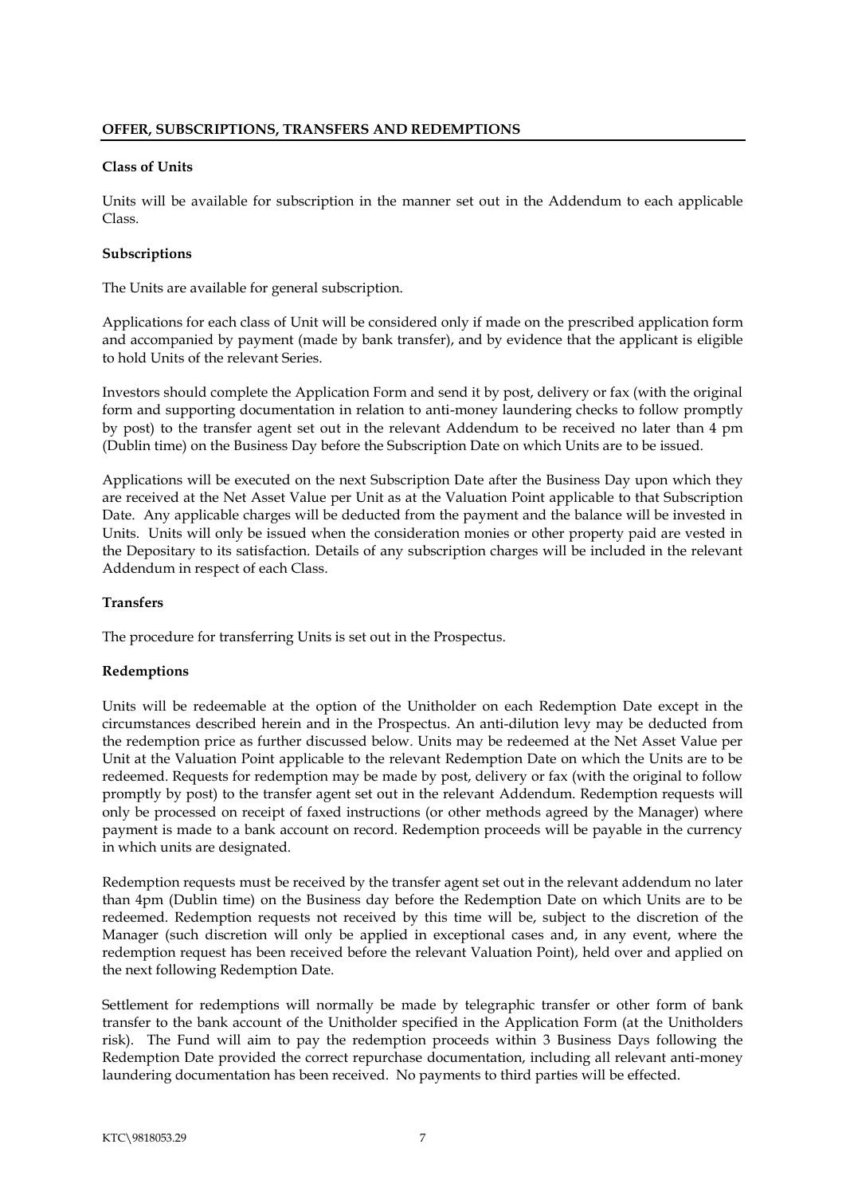**OFFER, SUBSCRIPTIONS, TRANSFERS AND REDEMPTIONS**

**Class of Units**

Units will be available for subscription in the manner set out in the Addendum to each applicable Class.

**Subscriptions**

The Units are available for general subscription.

Applications for each class of Unit will be considered only if made on the prescribed application form and accompanied by payment (made by bank transfer), and by evidence that the applicant is eligible to hold Units of the relevant Series.

Investors should complete the Application Form and send it by post, delivery or fax (with the original form and supporting documentation in relation to anti-money laundering checks to follow promptly by post) to the transfer agent set out in the relevant Addendum to be received no later than 4 pm (Dublin time) on the Business Day before the Subscription Date on which Units are to be issued.

Applications will be executed on the next Subscription Date after the Business Day upon which they are received at the Net Asset Value per Unit as at the Valuation Point applicable to that Subscription Date. Any applicable charges will be deducted from the payment and the balance will be invested in Units. Units will only be issued when the consideration monies or other property paid are vested in the Depositary to its satisfaction. Details of any subscription charges will be included in the relevant Addendum in respect of each Class.

**Transfers**

The procedure for transferring Units is set out in the Prospectus.

**Redemptions**

Units will be redeemable at the option of the Unitholder on each Redemption Date except in the circumstances described herein and in the Prospectus. An anti-dilution levy may be deducted from the redemption price as further discussed below. Units may be redeemed at the Net Asset Value per Unit at the Valuation Point applicable to the relevant Redemption Date on which the Units are to be redeemed. Requests for redemption may be made by post, delivery or fax (with the original to follow promptly by post) to the transfer agent set out in the relevant Addendum. Redemption requests will only be processed on receipt of faxed instructions (or other methods agreed by the Manager) where payment is made to a bank account on record. Redemption proceeds will be payable in the currency in which units are designated.

Redemption requests must be received by the transfer agent set out in the relevant addendum no later than 4pm (Dublin time) on the Business day before the Redemption Date on which Units are to be redeemed. Redemption requests not received by this time will be, subject to the discretion of the Manager (such discretion will only be applied in exceptional cases and, in any event, where the redemption request has been received before the relevant Valuation Point), held over and applied on the next following Redemption Date.

Settlement for redemptions will normally be made by telegraphic transfer or other form of bank transfer to the bank account of the Unitholder specified in the Application Form (at the Unitholders risk). The Fund will aim to pay the redemption proceeds within 3 Business Days following the Redemption Date provided the correct repurchase documentation, including all relevant anti-money laundering documentation has been received. No payments to third parties will be effected.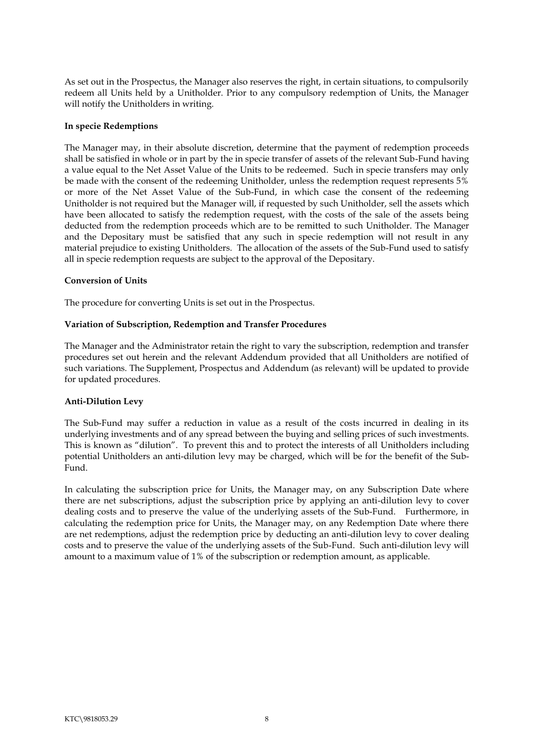As set out in the Prospectus, the Manager also reserves the right, in certain situations, to compulsorily redeem all Units held by a Unitholder. Prior to any compulsory redemption of Units, the Manager will notify the Unitholders in writing.

**In specie Redemptions**

The Manager may, in their absolute discretion, determine that the payment of redemption proceeds shall be satisfied in whole or in part by the in specie transfer of assets of the relevant Sub-Fund having a value equal to the Net Asset Value of the Units to be redeemed. Such in specie transfers may only be made with the consent of the redeeming Unitholder, unless the redemption request represents 5% or more of the Net Asset Value of the Sub-Fund, in which case the consent of the redeeming Unitholder is not required but the Manager will, if requested by such Unitholder, sell the assets which have been allocated to satisfy the redemption request, with the costs of the sale of the assets being deducted from the redemption proceeds which are to be remitted to such Unitholder. The Manager and the Depositary must be satisfied that any such in specie redemption will not result in any material prejudice to existing Unitholders. The allocation of the assets of the Sub-Fund used to satisfy all in specie redemption requests are subject to the approval of the Depositary.

**Conversion of Units**

The procedure for converting Units is set out in the Prospectus.

**Variation of Subscription, Redemption and Transfer Procedures**

The Manager and the Administrator retain the right to vary the subscription, redemption and transfer procedures set out herein and the relevant Addendum provided that all Unitholders are notified of such variations. The Supplement, Prospectus and Addendum (as relevant) will be updated to provide for updated procedures.

**Anti-Dilution Levy**

The Sub-Fund may suffer a reduction in value as a result of the costs incurred in dealing in its underlying investments and of any spread between the buying and selling prices of such investments. This is known as "dilution". To prevent this and to protect the interests of all Unitholders including potential Unitholders an anti-dilution levy may be charged, which will be for the benefit of the Sub-Fund.

In calculating the subscription price for Units, the Manager may, on any Subscription Date where there are net subscriptions, adjust the subscription price by applying an anti-dilution levy to cover dealing costs and to preserve the value of the underlying assets of the Sub-Fund. Furthermore, in calculating the redemption price for Units, the Manager may, on any Redemption Date where there are net redemptions, adjust the redemption price by deducting an anti-dilution levy to cover dealing costs and to preserve the value of the underlying assets of the Sub-Fund. Such anti-dilution levy will amount to a maximum value of 1% of the subscription or redemption amount, as applicable.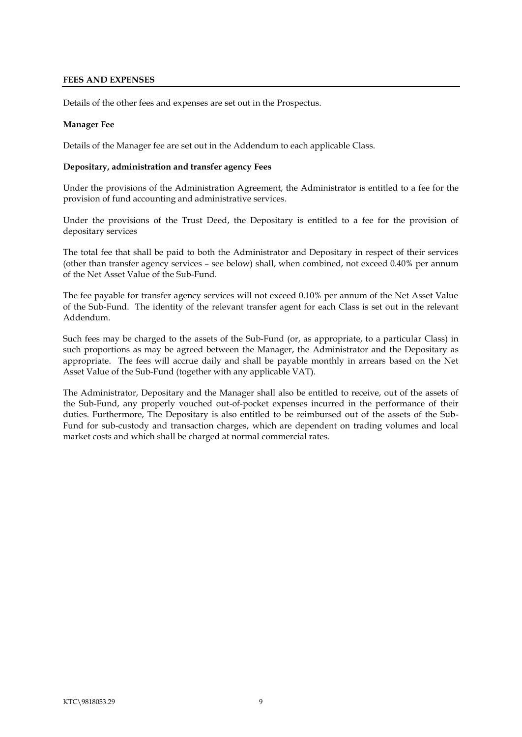## FEES AND EXPENSES

Details of the other fees and expenses are set out in the Prospectus.

**Manager Fee**

Details of the Manager fee are set out in the Addendum to each applicable Class.

**Depositary, administration and transfer agency Fees**

Under the provisions of the Administration Agreement, the Administrator is entitled to a fee for the provision of fund accounting and administrative services.

Under the provisions of the Trust Deed, the Depositary is entitled to a fee for the provision of depositary services

The total fee that shall be paid to both the Administrator and Depositary in respect of their services (other than transfer agency services – see below) shall, when combined, not exceed 0.40% per annum of the Net Asset Value of the Sub-Fund.

The fee payable for transfer agency services will not exceed 0.10% per annum of the Net Asset Value of the Sub-Fund. The identity of the relevant transfer agent for each Class is set out in the relevant Addendum.

Such fees may be charged to the assets of the Sub-Fund (or, as appropriate, to a particular Class) in such proportions as may be agreed between the Manager, the Administrator and the Depositary as appropriate. The fees will accrue daily and shall be payable monthly in arrears based on the Net Asset Value of the Sub-Fund (together with any applicable VAT).

The Administrator, Depositary and the Manager shall also be entitled to receive, out of the assets of the Sub-Fund, any properly vouched out-of-pocket expenses incurred in the performance of their duties. Furthermore, The Depositary is also entitled to be reimbursed out of the assets of the Sub-Fund for sub-custody and transaction charges, which are dependent on trading volumes and local market costs and which shall be charged at normal commercial rates.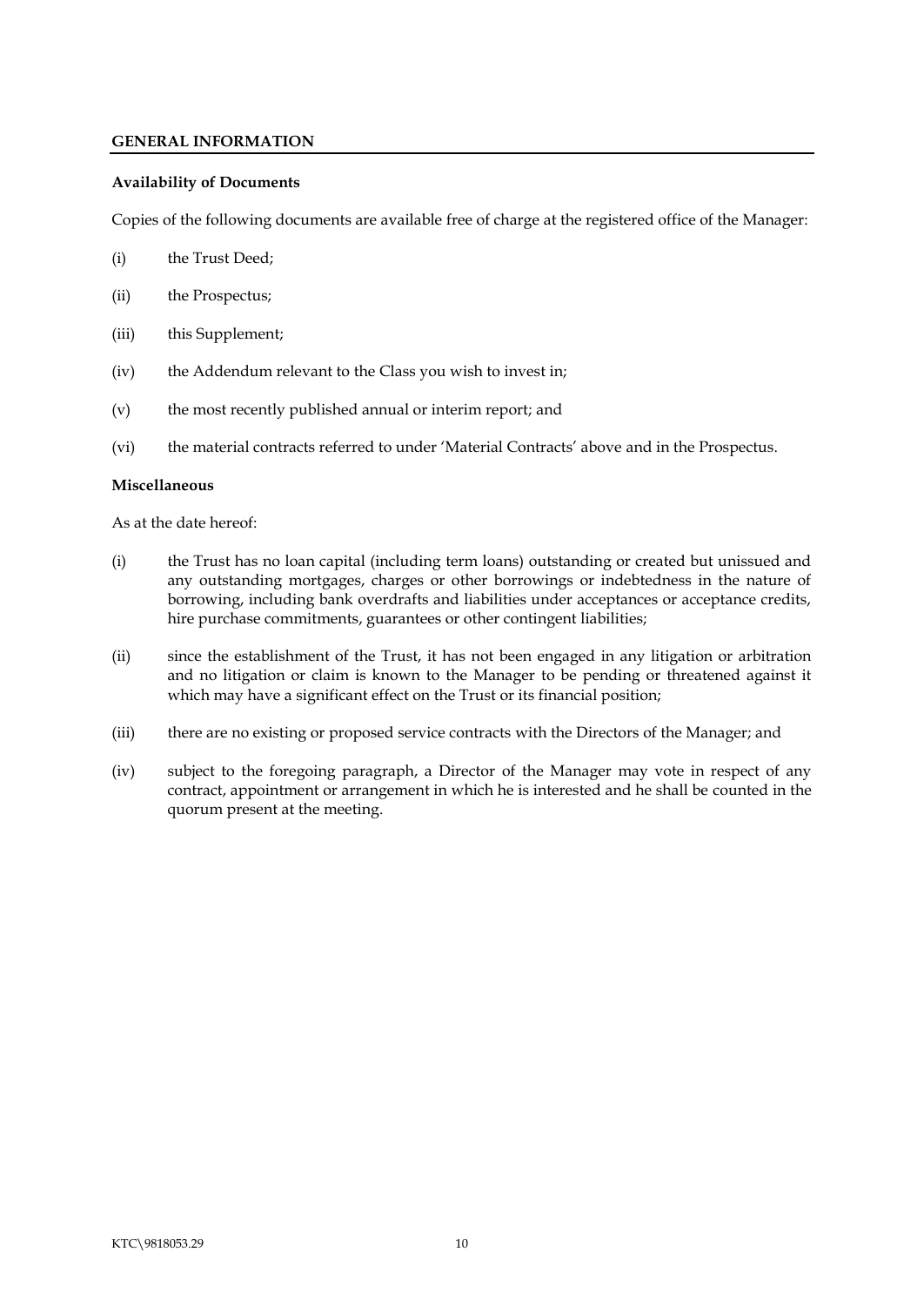## GENERAL INFORMATION

### Availability of Documents

Copies of the following documents are available free of charge at the registered office of the Manager:

(i) the Trust Deed;

(ii) the Prospectus;

(iii) this Supplement;

(iv) the Addendum relevant to the Class you wish to invest in;

(v) the most recently published annual or interim report; and

(vi) the material contracts referred to under 'Material Contracts' above and in the Prospectus.

### Miscellaneous

As at the date hereof:

(i) the Trust has no loan capital (including term loans) outstanding or created but unissued and any outstanding mortgages, charges or other borrowings or indebtedness in the nature of borrowing, including bank overdrafts and liabilities under acceptances or acceptance credits, hire purchase commitments, guarantees or other contingent liabilities;

(ii) since the establishment of the Trust, it has not been engaged in any litigation or arbitration and no litigation or claim is known to the Manager to be pending or threatened against it which may have a significant effect on the Trust or its financial position;

(iii) there are no existing or proposed service contracts with the Directors of the Manager; and

(iv) subject to the foregoing paragraph, a Director of the Manager may vote in respect of any contract, appointment or arrangement in which he is interested and he shall be counted in the quorum present at the meeting.